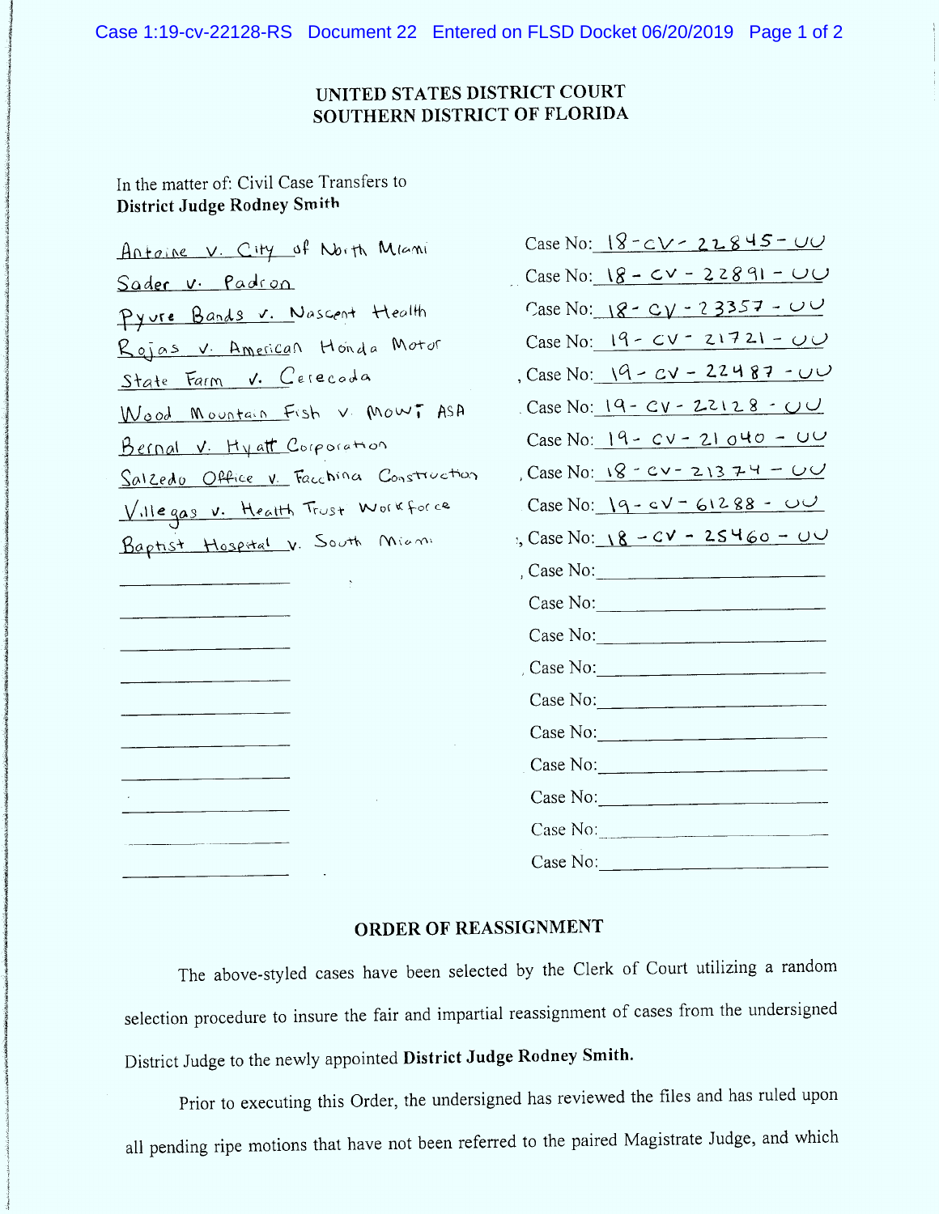# UNITED STATES DISTRICT COURT
# SOUTHERN DISTRICT OF FLORIDA

In the matter of: Civil Case Transfers to
**District Judge Rodney Smith**

| | |
|---|---|
| Antoine v. City of North Miami | Case No: 18-cv-22845-UU |
| Sader v. Padron | Case No: 18-cv-22891-UU |
| Pyure Bands v. Nascent Health | Case No: 18-cv-23357-UU |
| Rojas v. American Honda Motor | Case No: 19-cv-21721-UU |
| State Farm v. Cerecoda | Case No: 19-cv-22487-UU |
| Wood Mountain Fish v. Mowi ASA | Case No: 19-cv-22128-UU |
| Bernal v. Hyatt Corporation | Case No: 19-cv-21040-UU |
| Salzedo Office v. Facchina Construction | Case No: 18-cv-21374-UU |
| Villegas v. Health Trust Workforce | Case No: 19-cv-61288-UU |
| Baptist Hospital v. South Miami | Case No: 18-cv-25460-UU |
| ______________ | Case No: ______________ |
| ______________ | Case No: ______________ |
| ______________ | Case No: ______________ |
| ______________ | Case No: ______________ |
| ______________ | Case No: ______________ |
| ______________ | Case No: ______________ |
| ______________ | Case No: ______________ |
| ______________ | Case No: ______________ |
| ______________ | Case No: ______________ |
| ______________ | Case No: ______________ |

## ORDER OF REASSIGNMENT

The above-styled cases have been selected by the Clerk of Court utilizing a random selection procedure to insure the fair and impartial reassignment of cases from the undersigned District Judge to the newly appointed **District Judge Rodney Smith.**

Prior to executing this Order, the undersigned has reviewed the files and has ruled upon all pending ripe motions that have not been referred to the paired Magistrate Judge, and which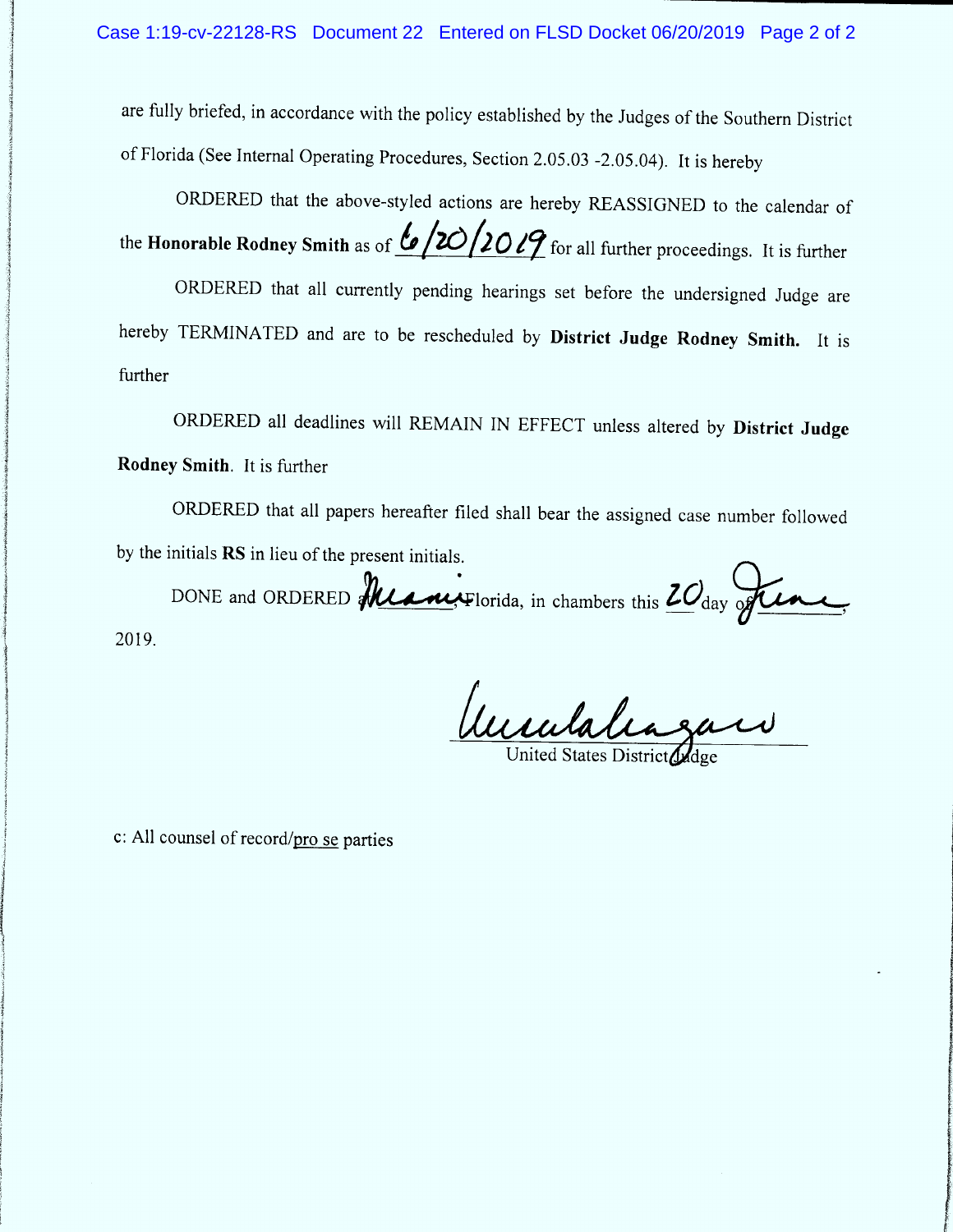are fully briefed, in accordance with the policy established by the Judges of the Southern District of Florida (See Internal Operating Procedures, Section 2.05.03 -2.05.04). It is hereby

ORDERED that the above-styled actions are hereby REASSIGNED to the calendar of the **Honorable Rodney Smith** as of 6/20/2019 for all further proceedings. It is further

ORDERED that all currently pending hearings set before the undersigned Judge are hereby TERMINATED and are to be rescheduled by **District Judge Rodney Smith.** It is further

ORDERED all deadlines will REMAIN IN EFFECT unless altered by **District Judge Rodney Smith**. It is further

ORDERED that all papers hereafter filed shall bear the assigned case number followed by the initials **RS** in lieu of the present initials.

DONE and ORDERED at Miami, Florida, in chambers this 20 day of June, 2019.

United States District Judge

c: All counsel of record/pro se parties